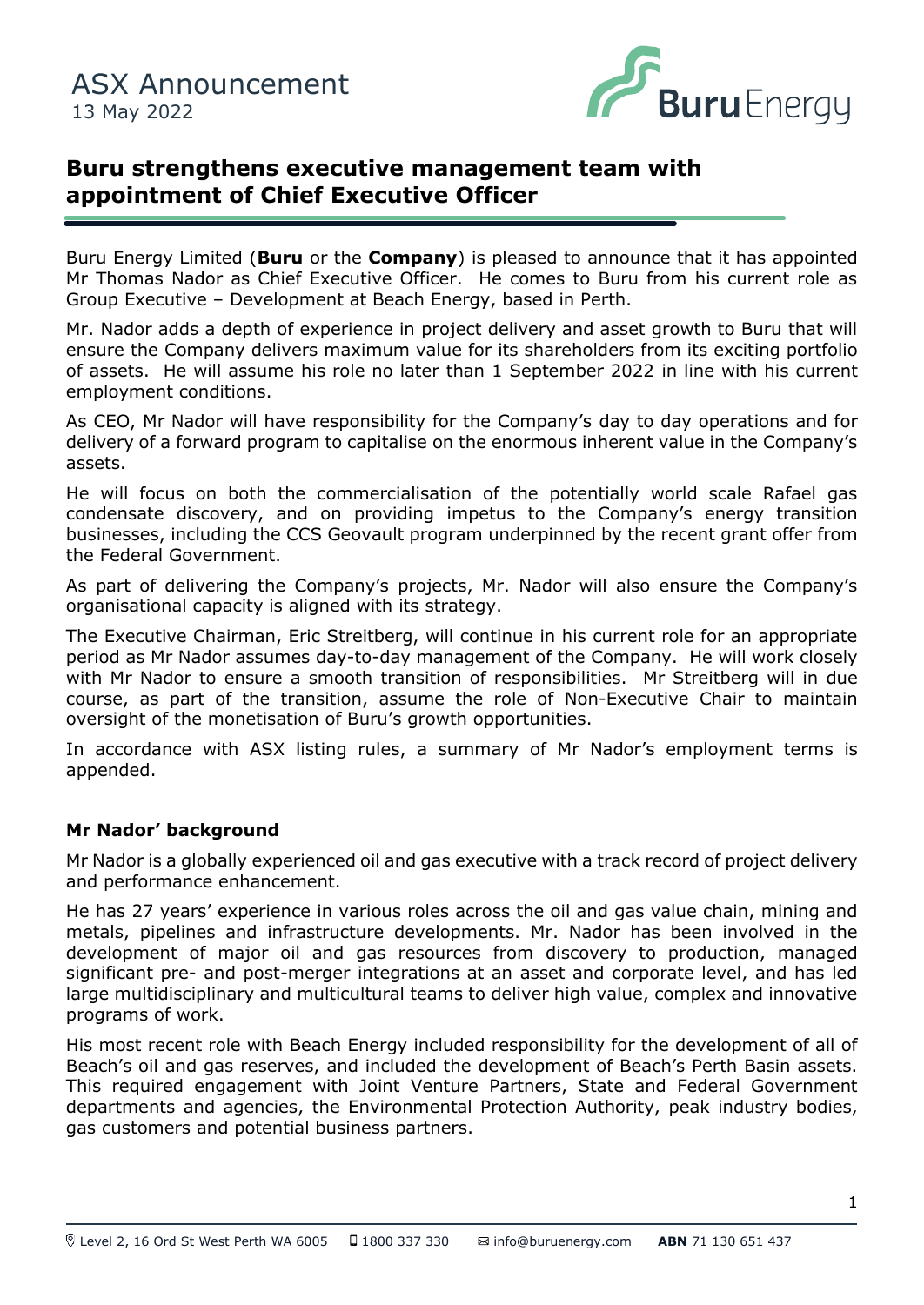ASX Announcement
13 May 2022

# Buru strengthens executive management team with appointment of Chief Executive Officer

Buru Energy Limited (**Buru** or the **Company**) is pleased to announce that it has appointed Mr Thomas Nador as Chief Executive Officer. He comes to Buru from his current role as Group Executive – Development at Beach Energy, based in Perth.

Mr. Nador adds a depth of experience in project delivery and asset growth to Buru that will ensure the Company delivers maximum value for its shareholders from its exciting portfolio of assets. He will assume his role no later than 1 September 2022 in line with his current employment conditions.

As CEO, Mr Nador will have responsibility for the Company's day to day operations and for delivery of a forward program to capitalise on the enormous inherent value in the Company's assets.

He will focus on both the commercialisation of the potentially world scale Rafael gas condensate discovery, and on providing impetus to the Company's energy transition businesses, including the CCS Geovault program underpinned by the recent grant offer from the Federal Government.

As part of delivering the Company's projects, Mr. Nador will also ensure the Company's organisational capacity is aligned with its strategy.

The Executive Chairman, Eric Streitberg, will continue in his current role for an appropriate period as Mr Nador assumes day-to-day management of the Company. He will work closely with Mr Nador to ensure a smooth transition of responsibilities. Mr Streitberg will in due course, as part of the transition, assume the role of Non-Executive Chair to maintain oversight of the monetisation of Buru's growth opportunities.

In accordance with ASX listing rules, a summary of Mr Nador's employment terms is appended.

## Mr Nador' background

Mr Nador is a globally experienced oil and gas executive with a track record of project delivery and performance enhancement.

He has 27 years' experience in various roles across the oil and gas value chain, mining and metals, pipelines and infrastructure developments. Mr. Nador has been involved in the development of major oil and gas resources from discovery to production, managed significant pre- and post-merger integrations at an asset and corporate level, and has led large multidisciplinary and multicultural teams to deliver high value, complex and innovative programs of work.

His most recent role with Beach Energy included responsibility for the development of all of Beach's oil and gas reserves, and included the development of Beach's Perth Basin assets. This required engagement with Joint Venture Partners, State and Federal Government departments and agencies, the Environmental Protection Authority, peak industry bodies, gas customers and potential business partners.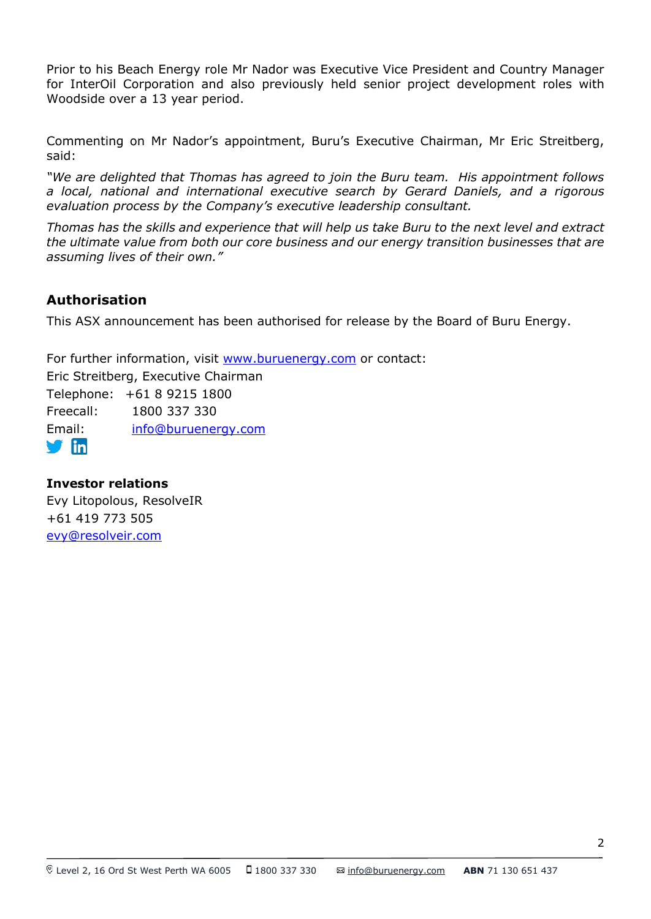Prior to his Beach Energy role Mr Nador was Executive Vice President and Country Manager for InterOil Corporation and also previously held senior project development roles with Woodside over a 13 year period.

Commenting on Mr Nador's appointment, Buru's Executive Chairman, Mr Eric Streitberg, said:

*"We are delighted that Thomas has agreed to join the Buru team. His appointment follows a local, national and international executive search by Gerard Daniels, and a rigorous evaluation process by the Company's executive leadership consultant.*

*Thomas has the skills and experience that will help us take Buru to the next level and extract the ultimate value from both our core business and our energy transition businesses that are assuming lives of their own."*

## Authorisation

This ASX announcement has been authorised for release by the Board of Buru Energy.

For further information, visit www.buruenergy.com or contact:
Eric Streitberg, Executive Chairman
Telephone: +61 8 9215 1800
Freecall: 1800 337 330
Email: info@buruenergy.com

**Investor relations**
Evy Litopolous, ResolveIR
+61 419 773 505
evy@resolveir.com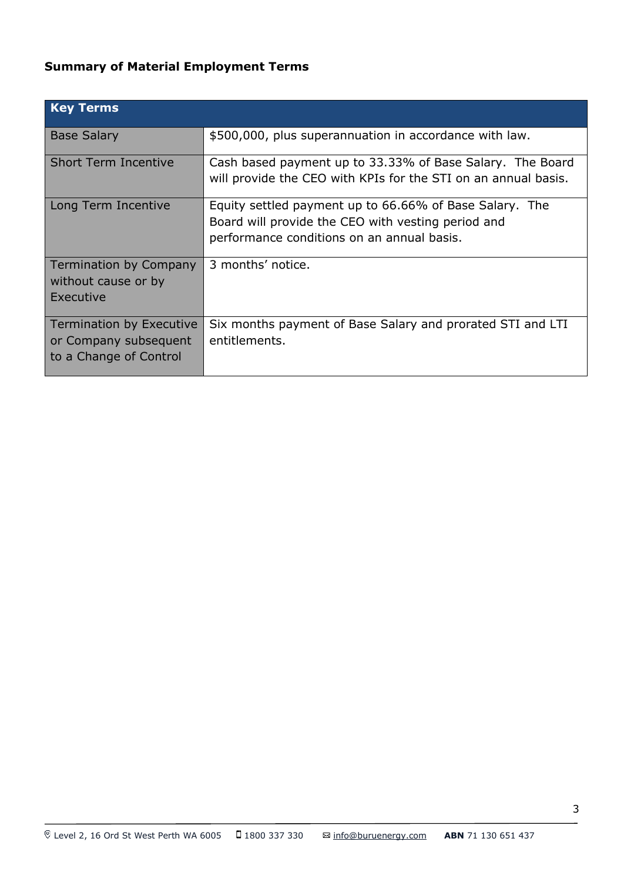**Summary of Material Employment Terms**

| Key Terms | |
|---|---|
| Base Salary | $500,000, plus superannuation in accordance with law. |
| Short Term Incentive | Cash based payment up to 33.33% of Base Salary. The Board will provide the CEO with KPIs for the STI on an annual basis. |
| Long Term Incentive | Equity settled payment up to 66.66% of Base Salary. The Board will provide the CEO with vesting period and performance conditions on an annual basis. |
| Termination by Company without cause or by Executive | 3 months' notice. |
| Termination by Executive or Company subsequent to a Change of Control | Six months payment of Base Salary and prorated STI and LTI entitlements. |